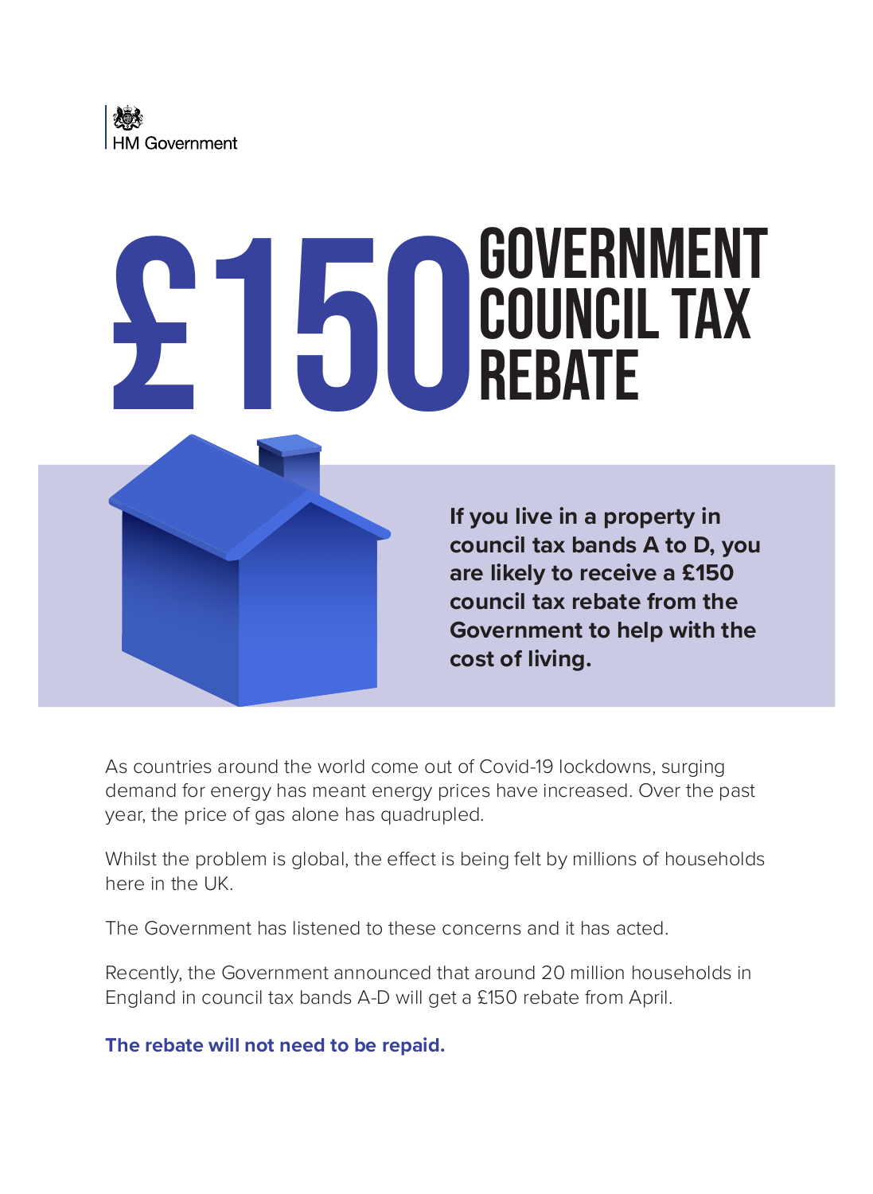HM Government

# £150 GOVERNMENT COUNCIL TAX REBATE

**If you live in a property in council tax bands A to D, you are likely to receive a £150 council tax rebate from the Government to help with the cost of living.**

As countries around the world come out of Covid-19 lockdowns, surging demand for energy has meant energy prices have increased. Over the past year, the price of gas alone has quadrupled.

Whilst the problem is global, the effect is being felt by millions of households here in the UK.

The Government has listened to these concerns and it has acted.

Recently, the Government announced that around 20 million households in England in council tax bands A-D will get a £150 rebate from April.

**The rebate will not need to be repaid.**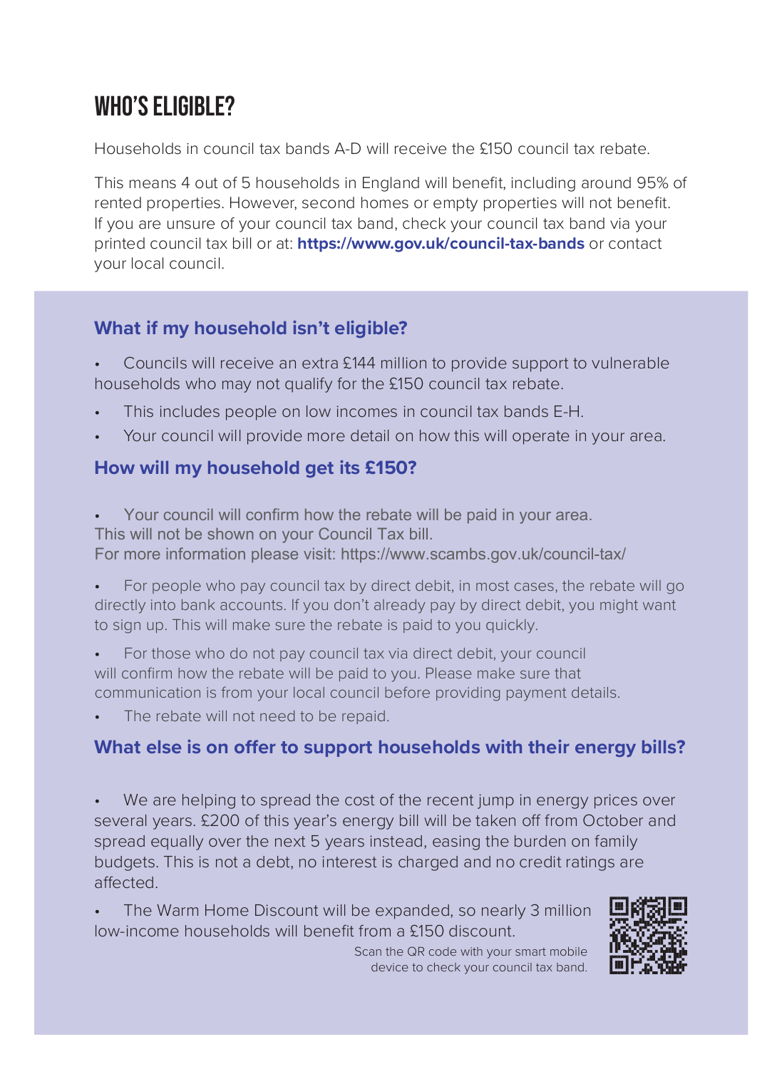# WHO'S ELIGIBLE?

Households in council tax bands A-D will receive the £150 council tax rebate.

This means 4 out of 5 households in England will benefit, including around 95% of rented properties. However, second homes or empty properties will not benefit. If you are unsure of your council tax band, check your council tax band via your printed council tax bill or at: **https://www.gov.uk/council-tax-bands** or contact your local council.

## What if my household isn't eligible?

- Councils will receive an extra £144 million to provide support to vulnerable households who may not qualify for the £150 council tax rebate.
- This includes people on low incomes in council tax bands E-H.
- Your council will provide more detail on how this will operate in your area.

## How will my household get its £150?

- Your council will confirm how the rebate will be paid in your area. This will not be shown on your Council Tax bill. For more information please visit: https://www.scambs.gov.uk/council-tax/
- For people who pay council tax by direct debit, in most cases, the rebate will go directly into bank accounts. If you don't already pay by direct debit, you might want to sign up. This will make sure the rebate is paid to you quickly.
- For those who do not pay council tax via direct debit, your council will confirm how the rebate will be paid to you. Please make sure that communication is from your local council before providing payment details.
- The rebate will not need to be repaid.

## What else is on offer to support households with their energy bills?

- We are helping to spread the cost of the recent jump in energy prices over several years. £200 of this year's energy bill will be taken off from October and spread equally over the next 5 years instead, easing the burden on family budgets. This is not a debt, no interest is charged and no credit ratings are affected.
- The Warm Home Discount will be expanded, so nearly 3 million low-income households will benefit from a £150 discount.

Scan the QR code with your smart mobile device to check your council tax band.